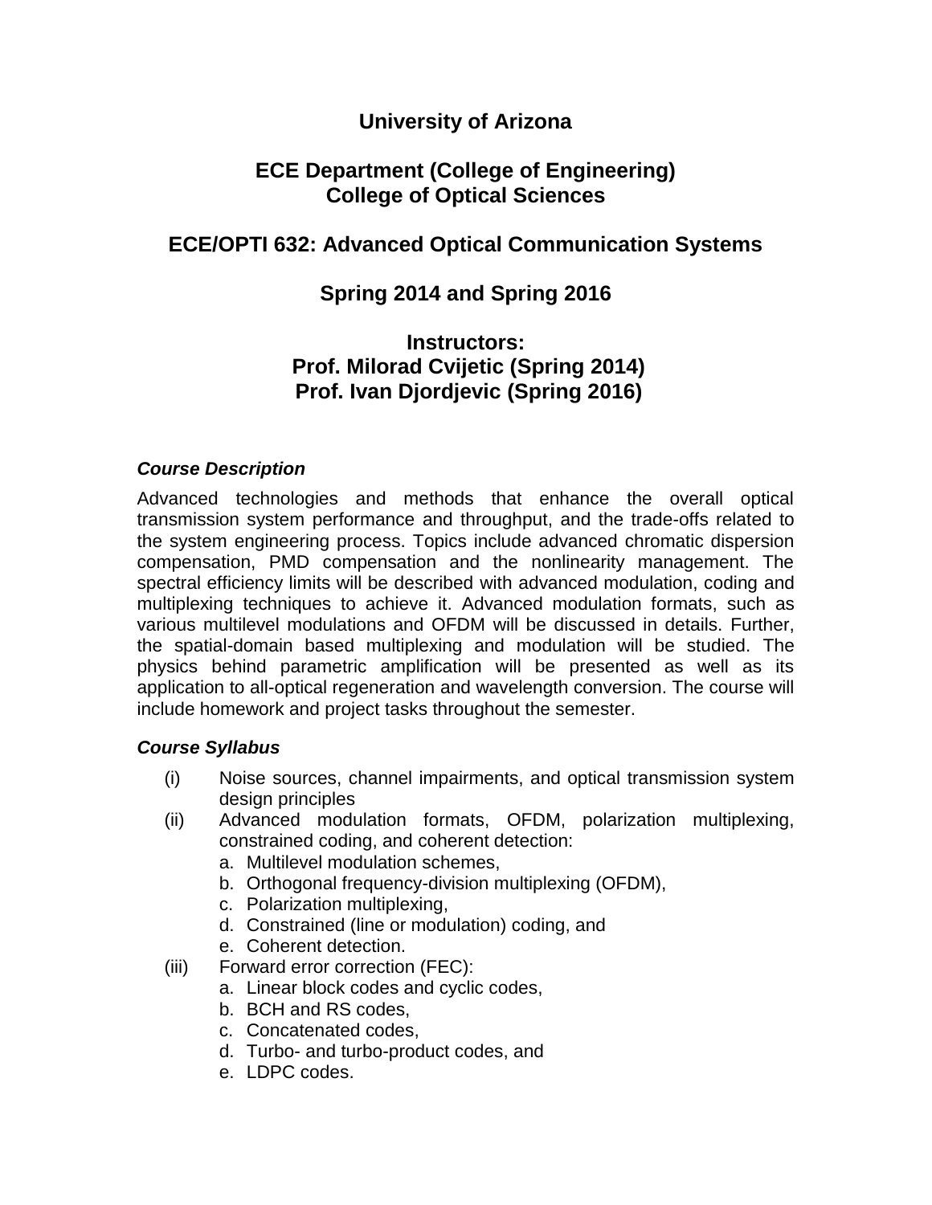# University of Arizona

## ECE Department (College of Engineering)
## College of Optical Sciences

## ECE/OPTI 632: Advanced Optical Communication Systems

## Spring 2014 and Spring 2016

## Instructors:
## Prof. Milorad Cvijetic (Spring 2014)
## Prof. Ivan Djordjevic (Spring 2016)

***Course Description***

Advanced technologies and methods that enhance the overall optical transmission system performance and throughput, and the trade-offs related to the system engineering process. Topics include advanced chromatic dispersion compensation, PMD compensation and the nonlinearity management. The spectral efficiency limits will be described with advanced modulation, coding and multiplexing techniques to achieve it. Advanced modulation formats, such as various multilevel modulations and OFDM will be discussed in details. Further, the spatial-domain based multiplexing and modulation will be studied. The physics behind parametric amplification will be presented as well as its application to all-optical regeneration and wavelength conversion. The course will include homework and project tasks throughout the semester.

***Course Syllabus***

(i) Noise sources, channel impairments, and optical transmission system design principles

(ii) Advanced modulation formats, OFDM, polarization multiplexing, constrained coding, and coherent detection:
   a. Multilevel modulation schemes,
   b. Orthogonal frequency-division multiplexing (OFDM),
   c. Polarization multiplexing,
   d. Constrained (line or modulation) coding, and
   e. Coherent detection.

(iii) Forward error correction (FEC):
   a. Linear block codes and cyclic codes,
   b. BCH and RS codes,
   c. Concatenated codes,
   d. Turbo- and turbo-product codes, and
   e. LDPC codes.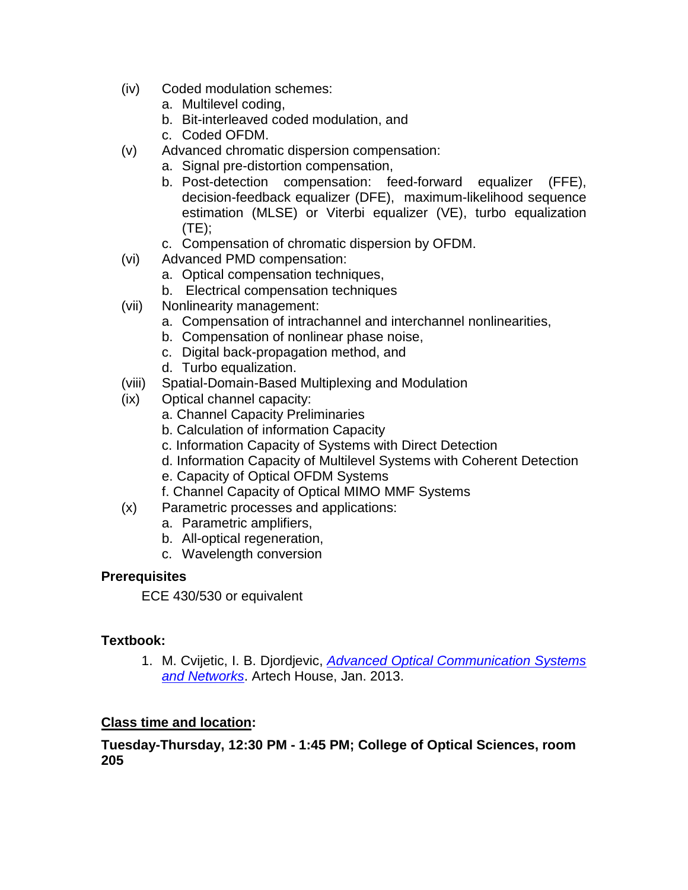(iv) Coded modulation schemes:
   a. Multilevel coding,
   b. Bit-interleaved coded modulation, and
   c. Coded OFDM.

(v) Advanced chromatic dispersion compensation:
   a. Signal pre-distortion compensation,
   b. Post-detection compensation: feed-forward equalizer (FFE), decision-feedback equalizer (DFE), maximum-likelihood sequence estimation (MLSE) or Viterbi equalizer (VE), turbo equalization (TE);
   c. Compensation of chromatic dispersion by OFDM.

(vi) Advanced PMD compensation:
   a. Optical compensation techniques,
   b. Electrical compensation techniques

(vii) Nonlinearity management:
   a. Compensation of intrachannel and interchannel nonlinearities,
   b. Compensation of nonlinear phase noise,
   c. Digital back-propagation method, and
   d. Turbo equalization.

(viii) Spatial-Domain-Based Multiplexing and Modulation

(ix) Optical channel capacity:
   a. Channel Capacity Preliminaries
   b. Calculation of information Capacity
   c. Information Capacity of Systems with Direct Detection
   d. Information Capacity of Multilevel Systems with Coherent Detection
   e. Capacity of Optical OFDM Systems
   f. Channel Capacity of Optical MIMO MMF Systems

(x) Parametric processes and applications:
   a. Parametric amplifiers,
   b. All-optical regeneration,
   c. Wavelength conversion

**Prerequisites**

ECE 430/530 or equivalent

**Textbook:**

1. M. Cvijetic, I. B. Djordjevic, *Advanced Optical Communication Systems and Networks*. Artech House, Jan. 2013.

**Class time and location:**

**Tuesday-Thursday, 12:30 PM - 1:45 PM; College of Optical Sciences, room 205**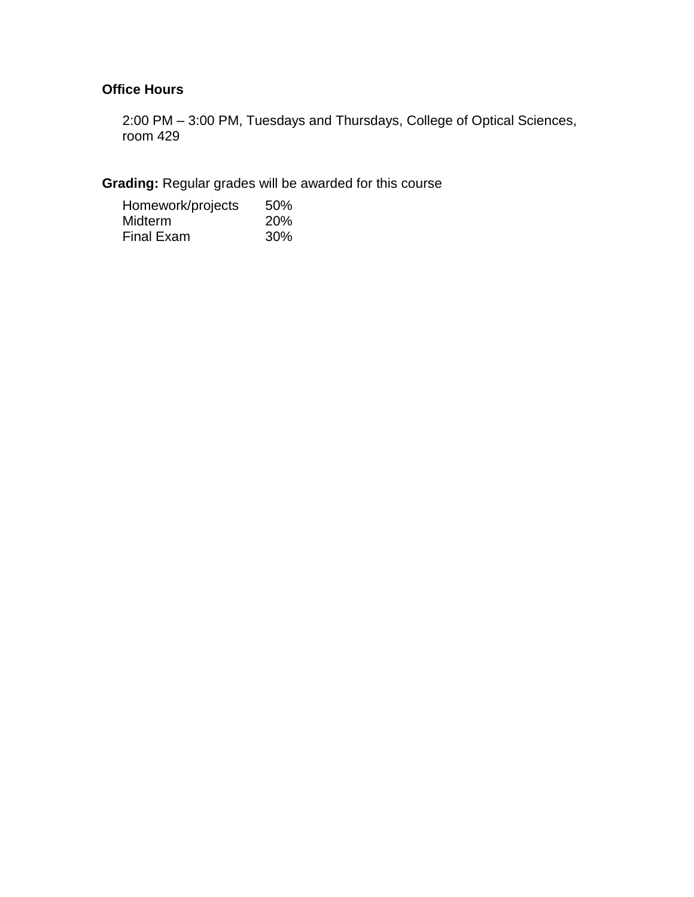**Office Hours**

2:00 PM – 3:00 PM, Tuesdays and Thursdays, College of Optical Sciences, room 429

**Grading:** Regular grades will be awarded for this course

| | |
|---|---|
| Homework/projects | 50% |
| Midterm | 20% |
| Final Exam | 30% |